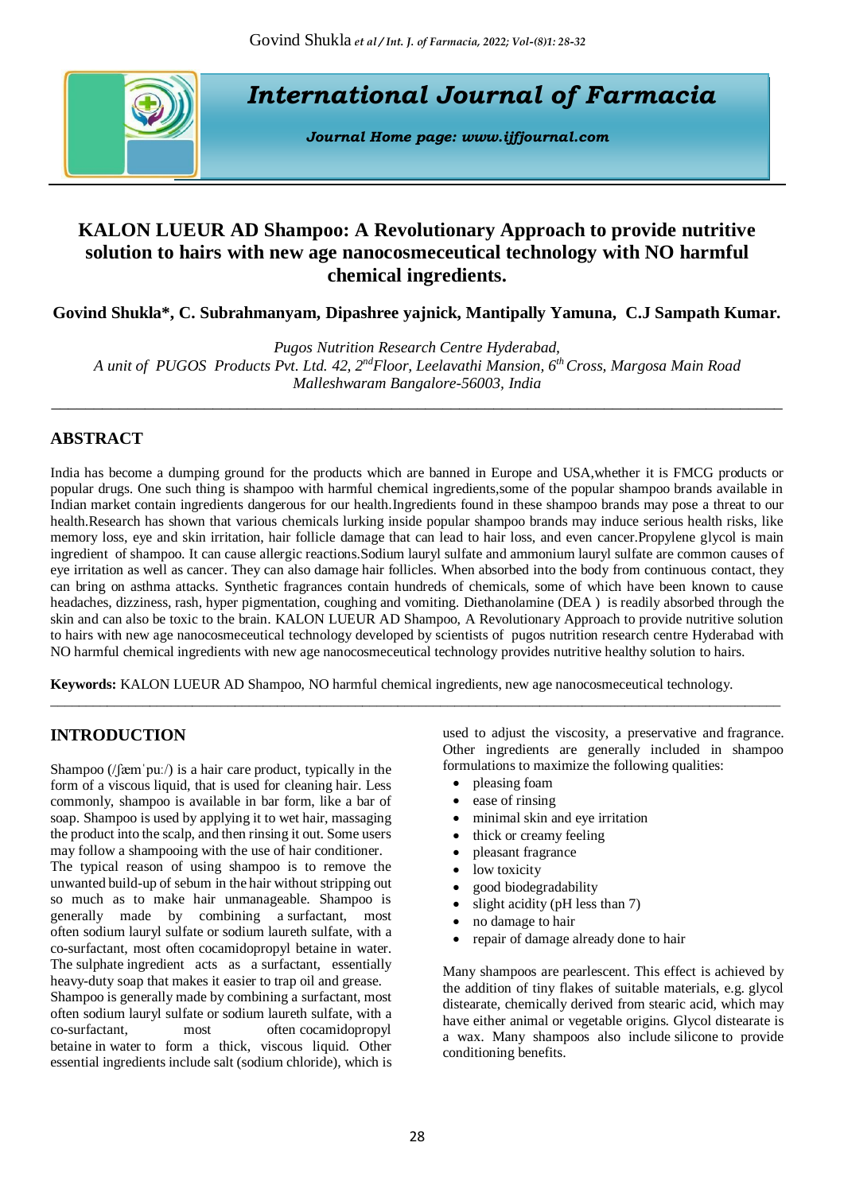# International Journal of Farmacia

*Journal Home page: www.ijfjournal.com*

## KALON LUEUR AD Shampoo: A Revolutionary Approach to provide nutritive solution to hairs with new age nanocosmeceutical technology with NO harmful chemical ingredients.

**Govind Shukla\*, C. Subrahmanyam, Dipashree yajnick, Mantipally Yamuna, C.J Sampath Kumar.**

*Pugos Nutrition Research Centre Hyderabad,*
*A unit of PUGOS Products Pvt. Ltd. 42, 2nd Floor, Leelavathi Mansion, 6th Cross, Margosa Main Road Malleshwaram Bangalore-56003, India*

## ABSTRACT

India has become a dumping ground for the products which are banned in Europe and USA,whether it is FMCG products or popular drugs. One such thing is shampoo with harmful chemical ingredients,some of the popular shampoo brands available in Indian market contain ingredients dangerous for our health.Ingredients found in these shampoo brands may pose a threat to our health.Research has shown that various chemicals lurking inside popular shampoo brands may induce serious health risks, like memory loss, eye and skin irritation, hair follicle damage that can lead to hair loss, and even cancer.Propylene glycol is main ingredient of shampoo. It can cause allergic reactions.Sodium lauryl sulfate and ammonium lauryl sulfate are common causes of eye irritation as well as cancer. They can also damage hair follicles. When absorbed into the body from continuous contact, they can bring on asthma attacks. Synthetic fragrances contain hundreds of chemicals, some of which have been known to cause headaches, dizziness, rash, hyper pigmentation, coughing and vomiting. Diethanolamine (DEA ) is readily absorbed through the skin and can also be toxic to the brain. KALON LUEUR AD Shampoo, A Revolutionary Approach to provide nutritive solution to hairs with new age nanocosmeceutical technology developed by scientists of pugos nutrition research centre Hyderabad with NO harmful chemical ingredients with new age nanocosmeceutical technology provides nutritive healthy solution to hairs.

**Keywords:** KALON LUEUR AD Shampoo, NO harmful chemical ingredients, new age nanocosmeceutical technology.

## INTRODUCTION

Shampoo (/ʃæmˈpuː/) is a hair care product, typically in the form of a viscous liquid, that is used for cleaning hair. Less commonly, shampoo is available in bar form, like a bar of soap. Shampoo is used by applying it to wet hair, massaging the product into the scalp, and then rinsing it out. Some users may follow a shampooing with the use of hair conditioner.

The typical reason of using shampoo is to remove the unwanted build-up of sebum in the hair without stripping out so much as to make hair unmanageable. Shampoo is generally made by combining a surfactant, most often sodium lauryl sulfate or sodium laureth sulfate, with a co-surfactant, most often cocamidopropyl betaine in water. The sulphate ingredient acts as a surfactant, essentially heavy-duty soap that makes it easier to trap oil and grease.

Shampoo is generally made by combining a surfactant, most often sodium lauryl sulfate or sodium laureth sulfate, with a co-surfactant, most often cocamidopropyl betaine in water to form a thick, viscous liquid. Other essential ingredients include salt (sodium chloride), which is used to adjust the viscosity, a preservative and fragrance. Other ingredients are generally included in shampoo formulations to maximize the following qualities:

- pleasing foam
- ease of rinsing
- minimal skin and eye irritation
- thick or creamy feeling
- pleasant fragrance
- low toxicity
- good biodegradability
- slight acidity (pH less than 7)
- no damage to hair
- repair of damage already done to hair

Many shampoos are pearlescent. This effect is achieved by the addition of tiny flakes of suitable materials, e.g. glycol distearate, chemically derived from stearic acid, which may have either animal or vegetable origins. Glycol distearate is a wax. Many shampoos also include silicone to provide conditioning benefits.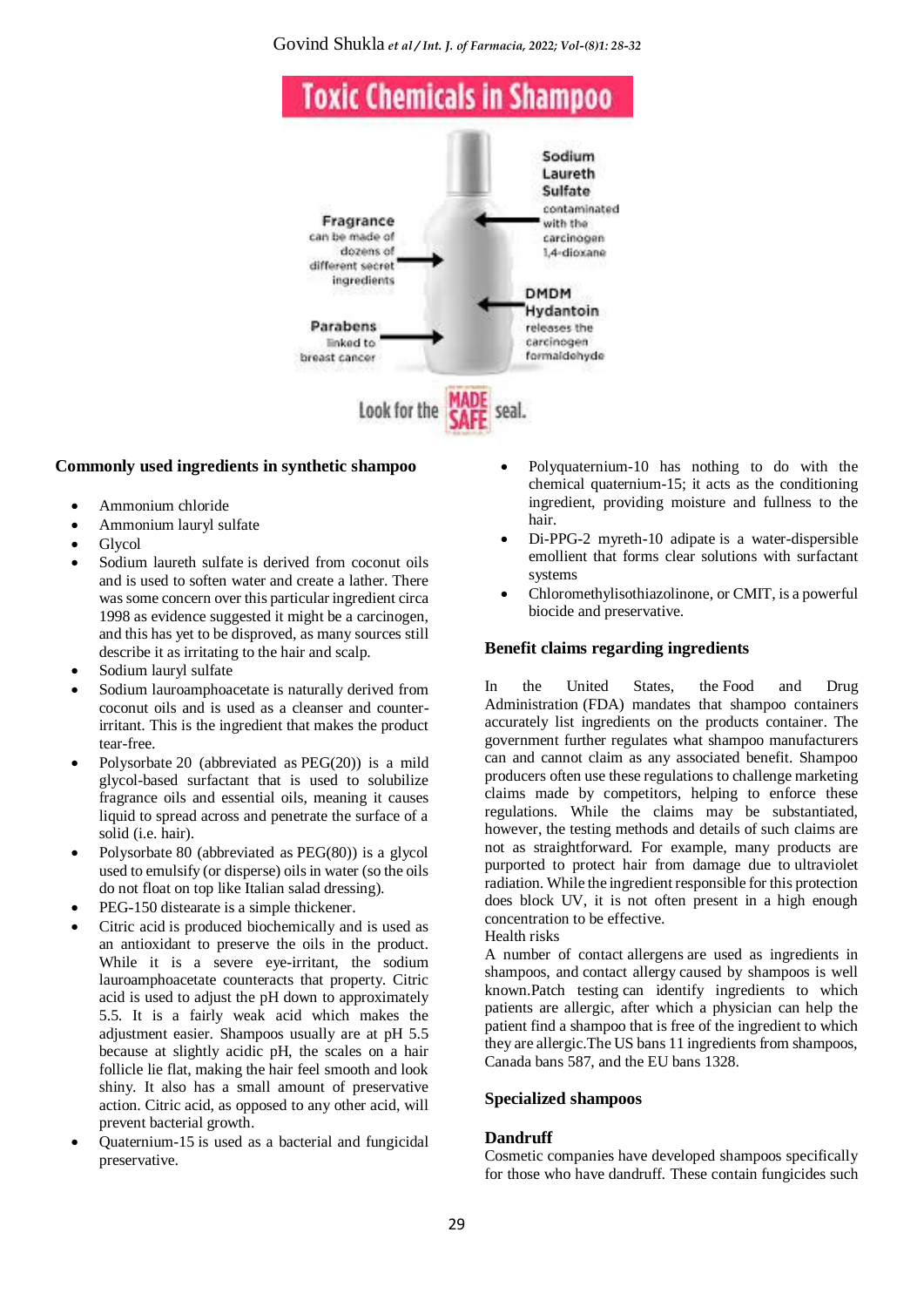## Commonly used ingredients in synthetic shampoo

- Ammonium chloride
- Ammonium lauryl sulfate
- Glycol
- Sodium laureth sulfate is derived from coconut oils and is used to soften water and create a lather. There was some concern over this particular ingredient circa 1998 as evidence suggested it might be a carcinogen, and this has yet to be disproved, as many sources still describe it as irritating to the hair and scalp.
- Sodium lauryl sulfate
- Sodium lauroamphoacetate is naturally derived from coconut oils and is used as a cleanser and counter-irritant. This is the ingredient that makes the product tear-free.
- Polysorbate 20 (abbreviated as PEG(20)) is a mild glycol-based surfactant that is used to solubilize fragrance oils and essential oils, meaning it causes liquid to spread across and penetrate the surface of a solid (i.e. hair).
- Polysorbate 80 (abbreviated as PEG(80)) is a glycol used to emulsify (or disperse) oils in water (so the oils do not float on top like Italian salad dressing).
- PEG-150 distearate is a simple thickener.
- Citric acid is produced biochemically and is used as an antioxidant to preserve the oils in the product. While it is a severe eye-irritant, the sodium lauroamphoacetate counteracts that property. Citric acid is used to adjust the pH down to approximately 5.5. It is a fairly weak acid which makes the adjustment easier. Shampoos usually are at pH 5.5 because at slightly acidic pH, the scales on a hair follicle lie flat, making the hair feel smooth and look shiny. It also has a small amount of preservative action. Citric acid, as opposed to any other acid, will prevent bacterial growth.
- Quaternium-15 is used as a bacterial and fungicidal preservative.
- Polyquaternium-10 has nothing to do with the chemical quaternium-15; it acts as the conditioning ingredient, providing moisture and fullness to the hair.
- Di-PPG-2 myreth-10 adipate is a water-dispersible emollient that forms clear solutions with surfactant systems
- Chloromethylisothiazolinone, or CMIT, is a powerful biocide and preservative.

## Benefit claims regarding ingredients

In the United States, the Food and Drug Administration (FDA) mandates that shampoo containers accurately list ingredients on the products container. The government further regulates what shampoo manufacturers can and cannot claim as any associated benefit. Shampoo producers often use these regulations to challenge marketing claims made by competitors, helping to enforce these regulations. While the claims may be substantiated, however, the testing methods and details of such claims are not as straightforward. For example, many products are purported to protect hair from damage due to ultraviolet radiation. While the ingredient responsible for this protection does block UV, it is not often present in a high enough concentration to be effective.

Health risks

A number of contact allergens are used as ingredients in shampoos, and contact allergy caused by shampoos is well known.Patch testing can identify ingredients to which patients are allergic, after which a physician can help the patient find a shampoo that is free of the ingredient to which they are allergic.The US bans 11 ingredients from shampoos, Canada bans 587, and the EU bans 1328.

## Specialized shampoos

### Dandruff

Cosmetic companies have developed shampoos specifically for those who have dandruff. These contain fungicides such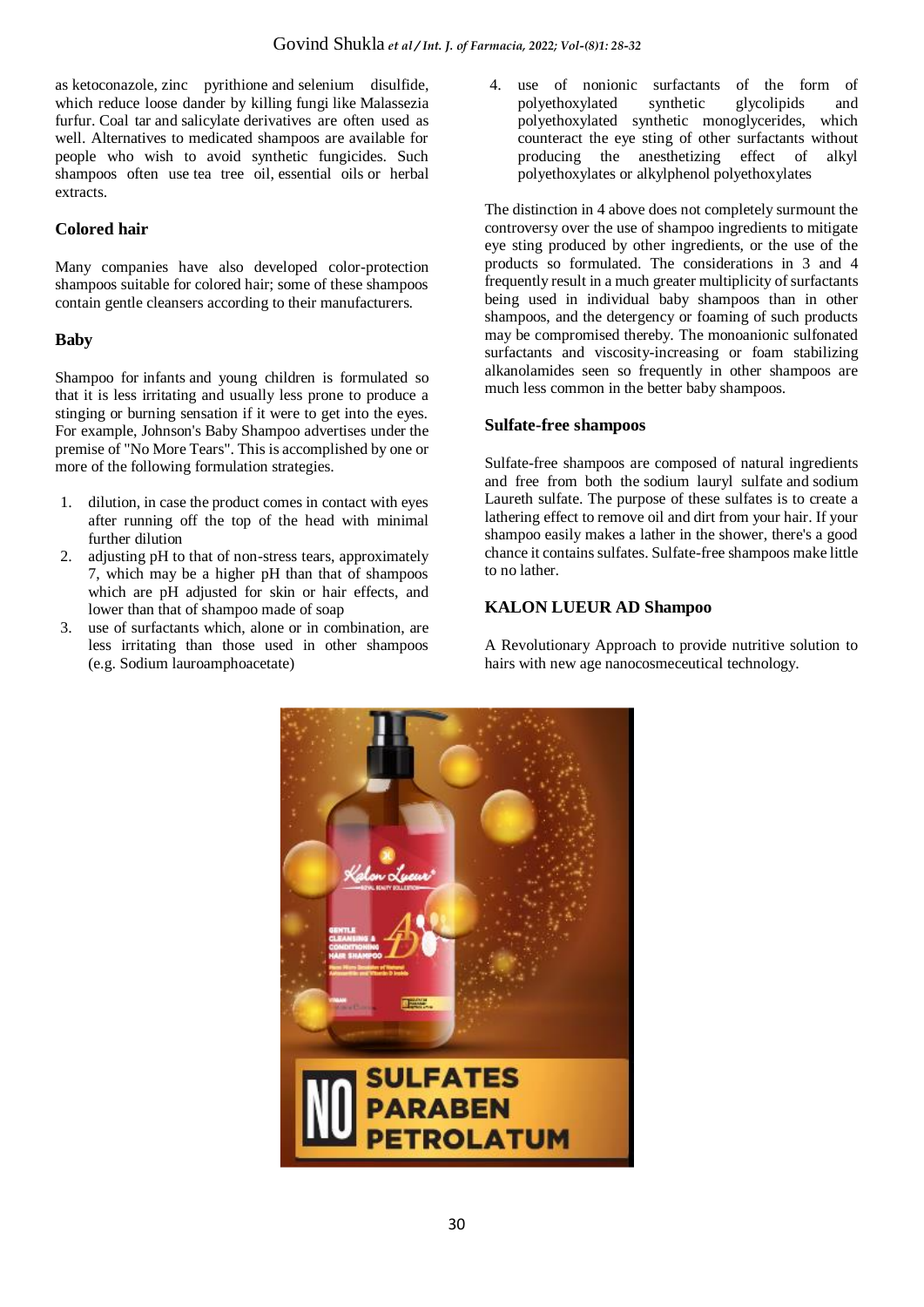as ketoconazole, zinc pyrithione and selenium disulfide, which reduce loose dander by killing fungi like Malassezia furfur. Coal tar and salicylate derivatives are often used as well. Alternatives to medicated shampoos are available for people who wish to avoid synthetic fungicides. Such shampoos often use tea tree oil, essential oils or herbal extracts.

### Colored hair

Many companies have also developed color-protection shampoos suitable for colored hair; some of these shampoos contain gentle cleansers according to their manufacturers.

### Baby

Shampoo for infants and young children is formulated so that it is less irritating and usually less prone to produce a stinging or burning sensation if it were to get into the eyes. For example, Johnson's Baby Shampoo advertises under the premise of "No More Tears". This is accomplished by one or more of the following formulation strategies.

1. dilution, in case the product comes in contact with eyes after running off the top of the head with minimal further dilution
2. adjusting pH to that of non-stress tears, approximately 7, which may be a higher pH than that of shampoos which are pH adjusted for skin or hair effects, and lower than that of shampoo made of soap
3. use of surfactants which, alone or in combination, are less irritating than those used in other shampoos (e.g. Sodium lauroamphoacetate)
4. use of nonionic surfactants of the form of polyethoxylated synthetic glycolipids and polyethoxylated synthetic monoglycerides, which counteract the eye sting of other surfactants without producing the anesthetizing effect of alkyl polyethoxylates or alkylphenol polyethoxylates

The distinction in 4 above does not completely surmount the controversy over the use of shampoo ingredients to mitigate eye sting produced by other ingredients, or the use of the products so formulated. The considerations in 3 and 4 frequently result in a much greater multiplicity of surfactants being used in individual baby shampoos than in other shampoos, and the detergency or foaming of such products may be compromised thereby. The monoanionic sulfonated surfactants and viscosity-increasing or foam stabilizing alkanolamides seen so frequently in other shampoos are much less common in the better baby shampoos.

### Sulfate-free shampoos

Sulfate-free shampoos are composed of natural ingredients and free from both the sodium lauryl sulfate and sodium Laureth sulfate. The purpose of these sulfates is to create a lathering effect to remove oil and dirt from your hair. If your shampoo easily makes a lather in the shower, there's a good chance it contains sulfates. Sulfate-free shampoos make little to no lather.

### KALON LUEUR AD Shampoo

A Revolutionary Approach to provide nutritive solution to hairs with new age nanocosmeceutical technology.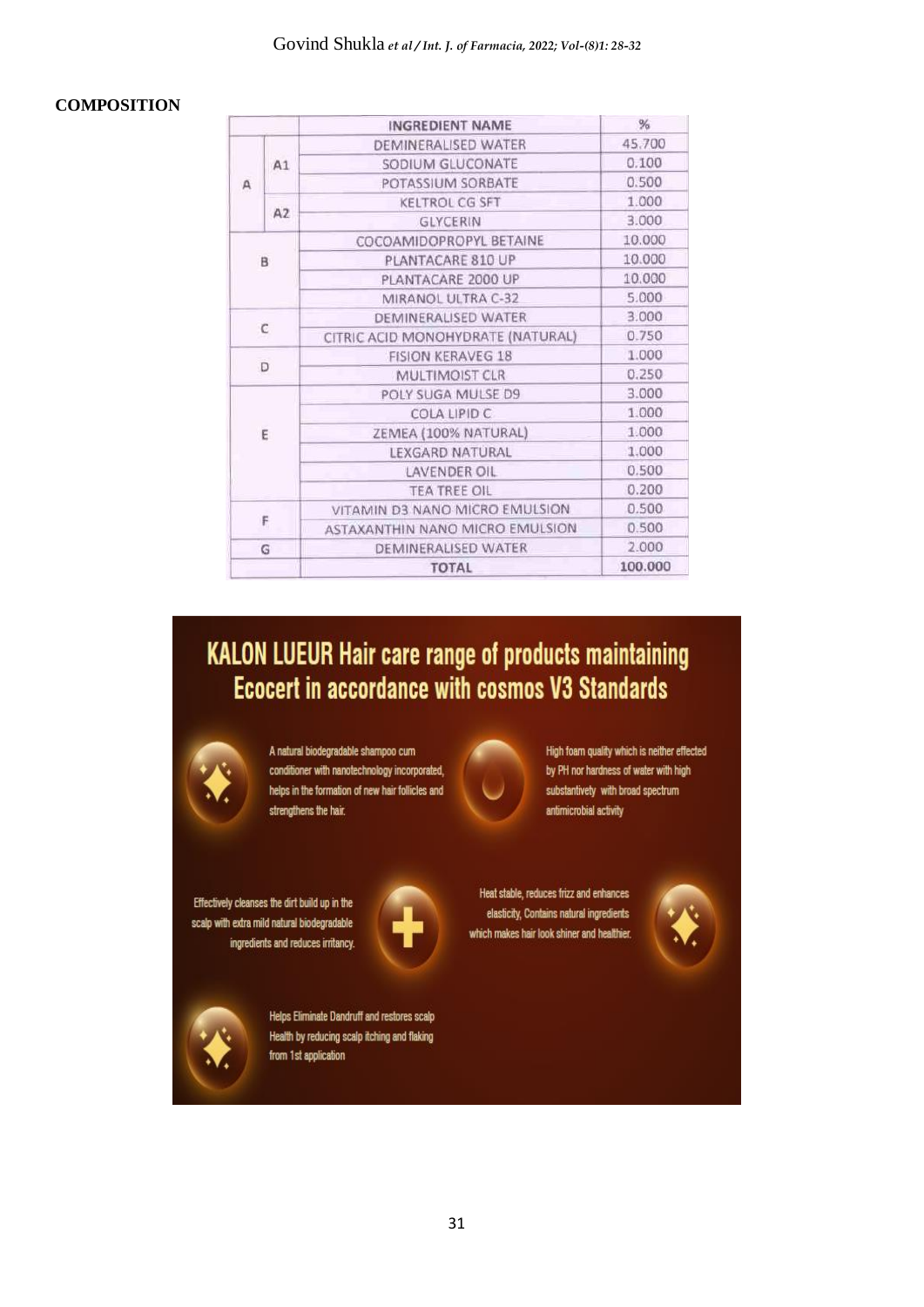**COMPOSITION**

| | | INGREDIENT NAME | % |
|---|---|---|---|
| A | A1 | DEMINERALISED WATER | 45.700 |
| | | SODIUM GLUCONATE | 0.100 |
| | | POTASSIUM SORBATE | 0.500 |
| | A2 | KELTROL CG SFT | 1.000 |
| | | GLYCERIN | 3.000 |
| B | | COCOAMIDOPROPYL BETAINE | 10.000 |
| | | PLANTACARE 810 UP | 10.000 |
| | | PLANTACARE 2000 UP | 10.000 |
| | | MIRANOL ULTRA C-32 | 5.000 |
| C | | DEMINERALISED WATER | 3.000 |
| | | CITRIC ACID MONOHYDRATE (NATURAL) | 0.750 |
| D | | FISION KERAVEG 18 | 1.000 |
| | | MULTIMOIST CLR | 0.250 |
| E | | POLY SUGA MULSE D9 | 3.000 |
| | | COLA LIPID C | 1.000 |
| | | ZEMEA (100% NATURAL) | 1.000 |
| | | LEXGARD NATURAL | 1.000 |
| | | LAVENDER OIL | 0.500 |
| | | TEA TREE OIL | 0.200 |
| F | | VITAMIN D3 NANO MICRO EMULSION | 0.500 |
| | | ASTAXANTHIN NANO MICRO EMULSION | 0.500 |
| G | | DEMINERALISED WATER | 2.000 |
| | | TOTAL | 100.000 |

## KALON LUEUR Hair care range of products maintaining Ecocert in accordance with cosmos V3 Standards

- A natural biodegradable shampoo cum conditioner with nanotechnology incorporated, helps in the formation of new hair follicles and strengthens the hair.
- High foam quality which is neither effected by PH nor hardness of water with high substantivety with broad spectrum antimicrobial activity
- Effectively cleanses the dirt build up in the scalp with extra mild natural biodegradable ingredients and reduces irritancy.
- Heat stable, reduces frizz and enhances elasticity, Contains natural ingredients which makes hair look shiner and healthier.
- Helps Eliminate Dandruff and restores scalp Health by reducing scalp itching and flaking from 1st application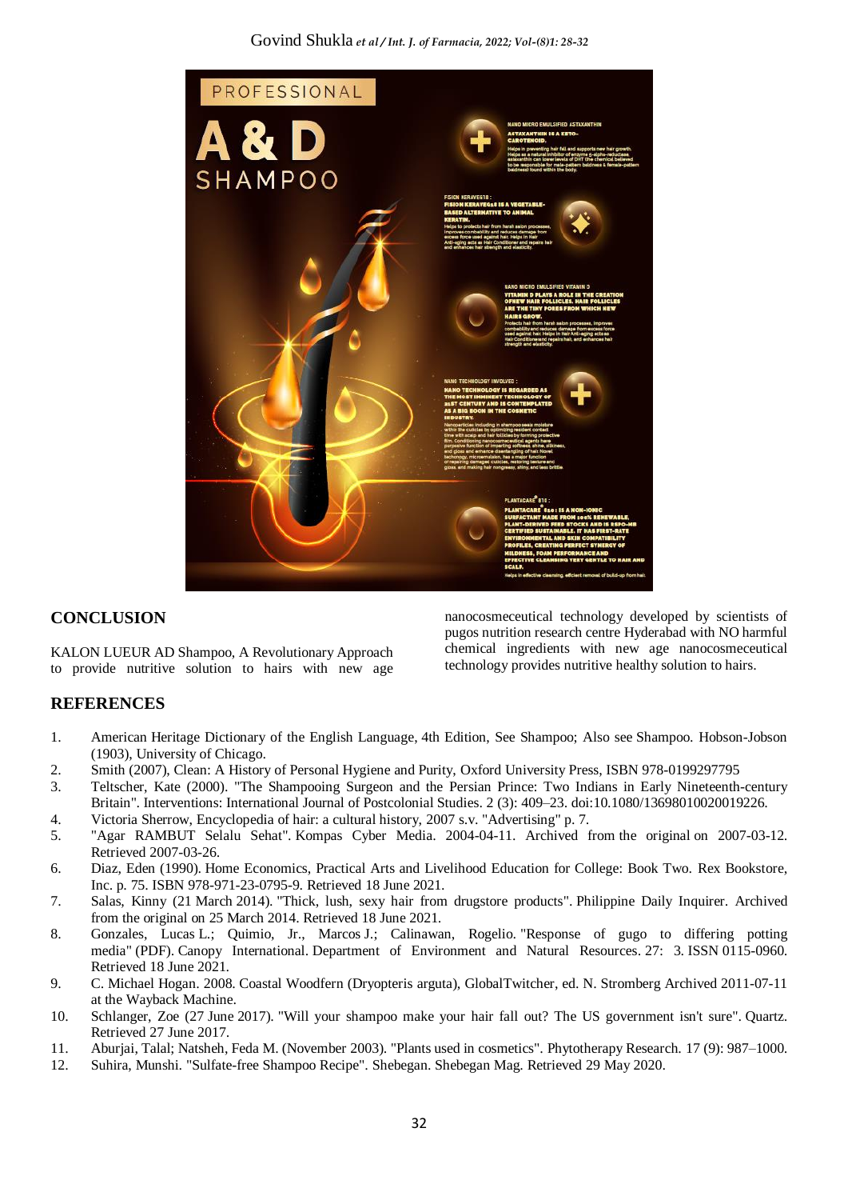## CONCLUSION

KALON LUEUR AD Shampoo, A Revolutionary Approach to provide nutritive solution to hairs with new age nanocosmeceutical technology developed by scientists of pugos nutrition research centre Hyderabad with NO harmful chemical ingredients with new age nanocosmeceutical technology provides nutritive healthy solution to hairs.

## REFERENCES

1. American Heritage Dictionary of the English Language, 4th Edition, See Shampoo; Also see Shampoo. Hobson-Jobson (1903), University of Chicago.
2. Smith (2007), Clean: A History of Personal Hygiene and Purity, Oxford University Press, ISBN 978-0199297795
3. Teltscher, Kate (2000). "The Shampooing Surgeon and the Persian Prince: Two Indians in Early Nineteenth-century Britain". Interventions: International Journal of Postcolonial Studies. 2 (3): 409–23. doi:10.1080/13698010020019226.
4. Victoria Sherrow, Encyclopedia of hair: a cultural history, 2007 s.v. "Advertising" p. 7.
5. "Agar RAMBUT Selalu Sehat". Kompas Cyber Media. 2004-04-11. Archived from the original on 2007-03-12. Retrieved 2007-03-26.
6. Diaz, Eden (1990). Home Economics, Practical Arts and Livelihood Education for College: Book Two. Rex Bookstore, Inc. p. 75. ISBN 978-971-23-0795-9. Retrieved 18 June 2021.
7. Salas, Kinny (21 March 2014). "Thick, lush, sexy hair from drugstore products". Philippine Daily Inquirer. Archived from the original on 25 March 2014. Retrieved 18 June 2021.
8. Gonzales, Lucas L.; Quimio, Jr., Marcos J.; Calinawan, Rogelio. "Response of gugo to differing potting media" (PDF). Canopy International. Department of Environment and Natural Resources. 27: 3. ISSN 0115-0960. Retrieved 18 June 2021.
9. C. Michael Hogan. 2008. Coastal Woodfern (Dryopteris arguta), GlobalTwitcher, ed. N. Stromberg Archived 2011-07-11 at the Wayback Machine.
10. Schlanger, Zoe (27 June 2017). "Will your shampoo make your hair fall out? The US government isn't sure". Quartz. Retrieved 27 June 2017.
11. Aburjai, Talal; Natsheh, Feda M. (November 2003). "Plants used in cosmetics". Phytotherapy Research. 17 (9): 987–1000.
12. Suhira, Munshi. "Sulfate-free Shampoo Recipe". Shebegan. Shebegan Mag. Retrieved 29 May 2020.